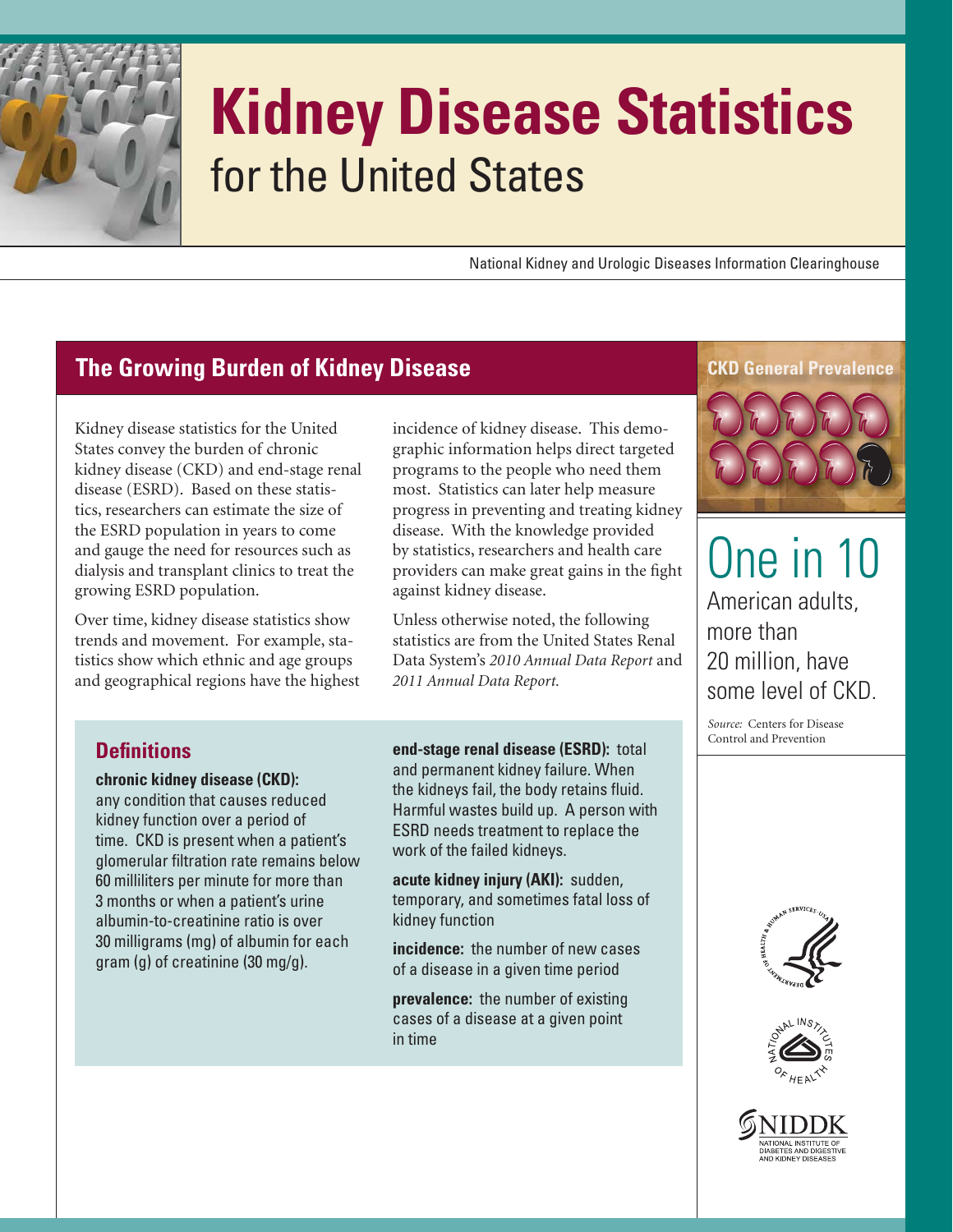# Kidney Disease Statistics for the United States

National Kidney and Urologic Diseases Information Clearinghouse

## The Growing Burden of Kidney Disease

Kidney disease statistics for the United States convey the burden of chronic kidney disease (CKD) and end-stage renal disease (ESRD). Based on these statistics, researchers can estimate the size of the ESRD population in years to come and gauge the need for resources such as dialysis and transplant clinics to treat the growing ESRD population.

Over time, kidney disease statistics show trends and movement. For example, statistics show which ethnic and age groups and geographical regions have the highest incidence of kidney disease. This demographic information helps direct targeted programs to the people who need them most. Statistics can later help measure progress in preventing and treating kidney disease. With the knowledge provided by statistics, researchers and health care providers can make great gains in the fight against kidney disease.

Unless otherwise noted, the following statistics are from the United States Renal Data System's *2010 Annual Data Report* and *2011 Annual Data Report*.

### Definitions

**chronic kidney disease (CKD):** any condition that causes reduced kidney function over a period of time. CKD is present when a patient's glomerular filtration rate remains below 60 milliliters per minute for more than 3 months or when a patient's urine albumin-to-creatinine ratio is over 30 milligrams (mg) of albumin for each gram (g) of creatinine (30 mg/g).

**end-stage renal disease (ESRD):** total and permanent kidney failure. When the kidneys fail, the body retains fluid. Harmful wastes build up. A person with ESRD needs treatment to replace the work of the failed kidneys.

**acute kidney injury (AKI):** sudden, temporary, and sometimes fatal loss of kidney function

**incidence:** the number of new cases of a disease in a given time period

**prevalence:** the number of existing cases of a disease at a given point in time

### CKD General Prevalence

One in 10 American adults, more than 20 million, have some level of CKD.

*Source:* Centers for Disease Control and Prevention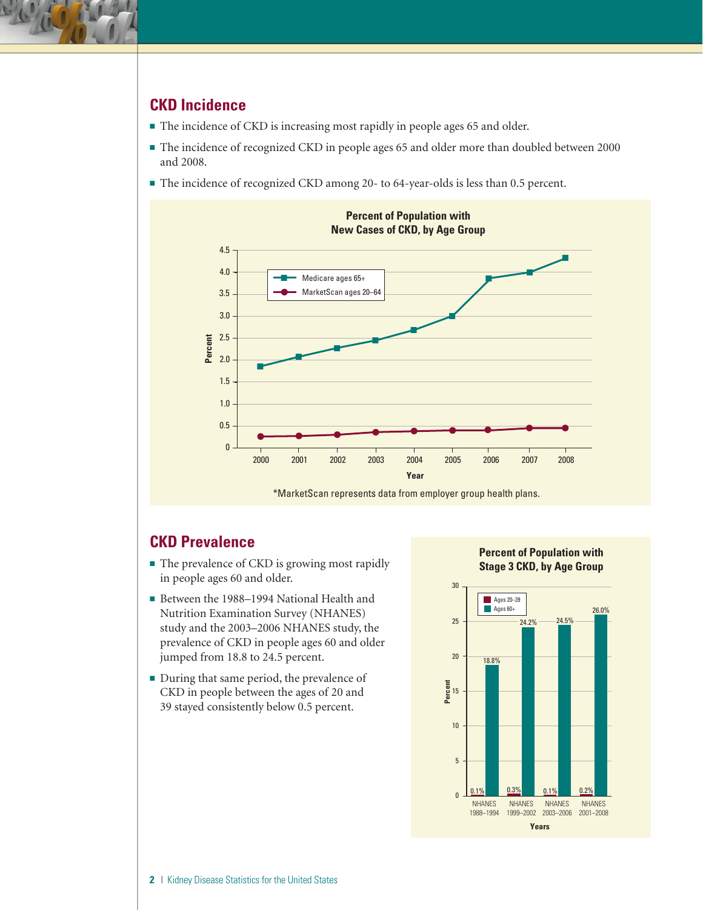## CKD Incidence

- The incidence of CKD is increasing most rapidly in people ages 65 and older.
- The incidence of recognized CKD in people ages 65 and older more than doubled between 2000 and 2008.
- The incidence of recognized CKD among 20- to 64-year-olds is less than 0.5 percent.

**Percent of Population with New Cases of CKD, by Age Group**

*MarketScan represents data from employer group health plans.

## CKD Prevalence

- The prevalence of CKD is growing most rapidly in people ages 60 and older.
- Between the 1988–1994 National Health and Nutrition Examination Survey (NHANES) study and the 2003–2006 NHANES study, the prevalence of CKD in people ages 60 and older jumped from 18.8 to 24.5 percent.
- During that same period, the prevalence of CKD in people between the ages of 20 and 39 stayed consistently below 0.5 percent.

**Percent of Population with Stage 3 CKD, by Age Group**

| Years | Ages 20–39 | Ages 60+ |
|---|---|---|
| NHANES 1988–1994 | 0.1% | 18.8% |
| NHANES 1999–2002 | 0.3% | 24.2% |
| NHANES 2003–2006 | 0.1% | 24.5% |
| NHANES 2001–2008 | 0.2% | 26.0% |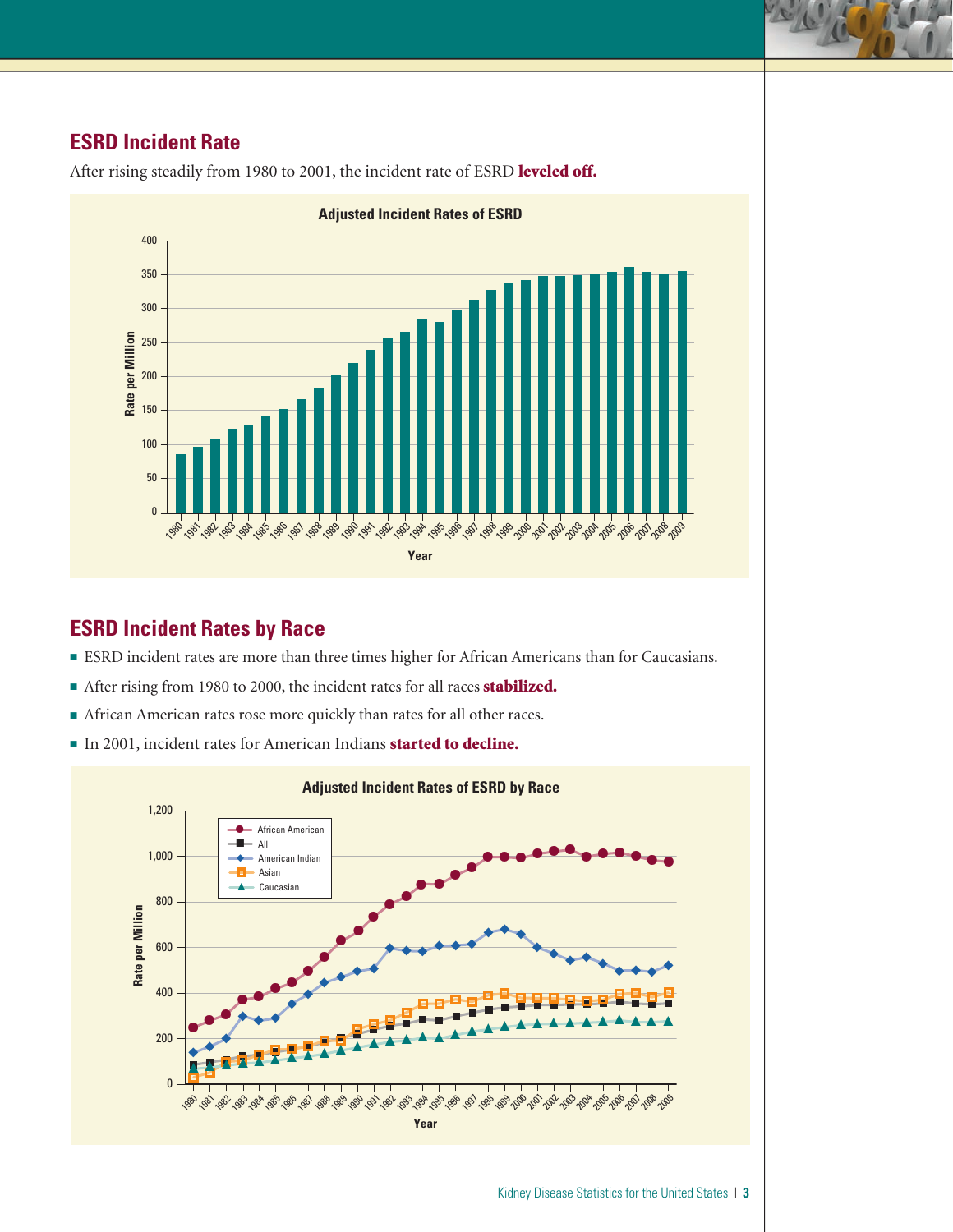## ESRD Incident Rate

After rising steadily from 1980 to 2001, the incident rate of ESRD **leveled off.**

**Adjusted Incident Rates of ESRD**

## ESRD Incident Rates by Race

- ESRD incident rates are more than three times higher for African Americans than for Caucasians.
- After rising from 1980 to 2000, the incident rates for all races **stabilized.**
- African American rates rose more quickly than rates for all other races.
- In 2001, incident rates for American Indians **started to decline.**

**Adjusted Incident Rates of ESRD by Race**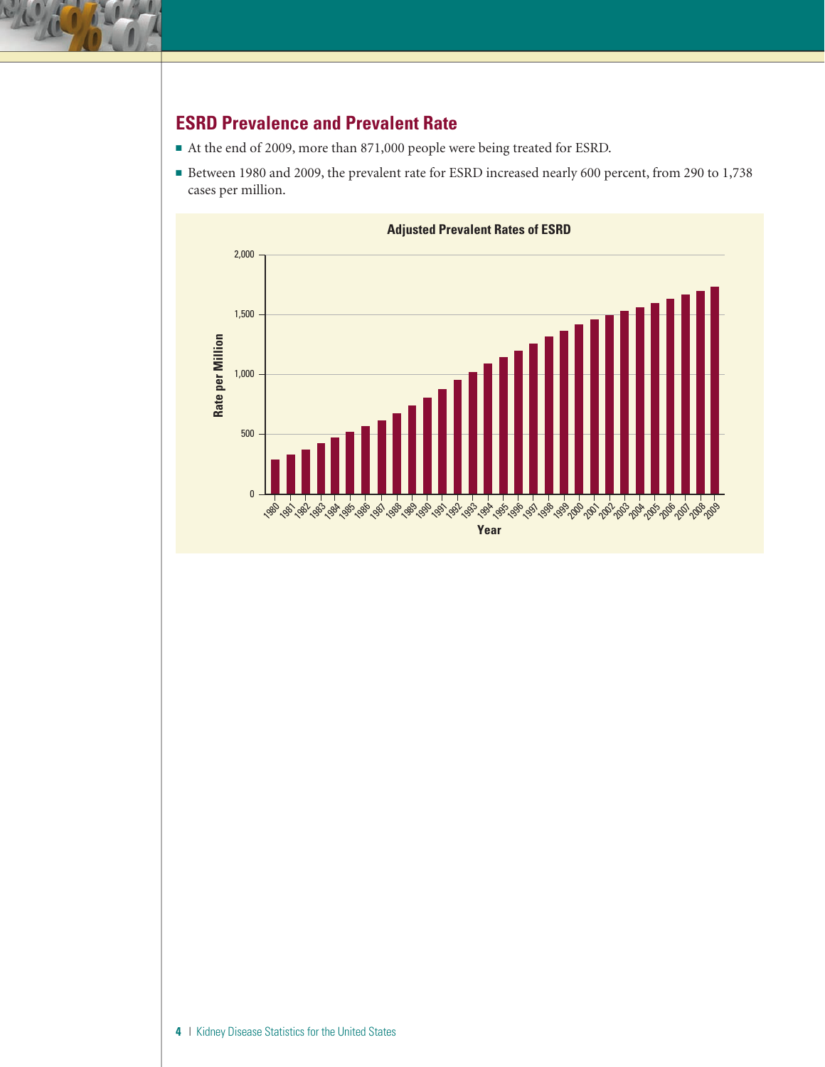## ESRD Prevalence and Prevalent Rate

- At the end of 2009, more than 871,000 people were being treated for ESRD.
- Between 1980 and 2009, the prevalent rate for ESRD increased nearly 600 percent, from 290 to 1,738 cases per million.

**Adjusted Prevalent Rates of ESRD**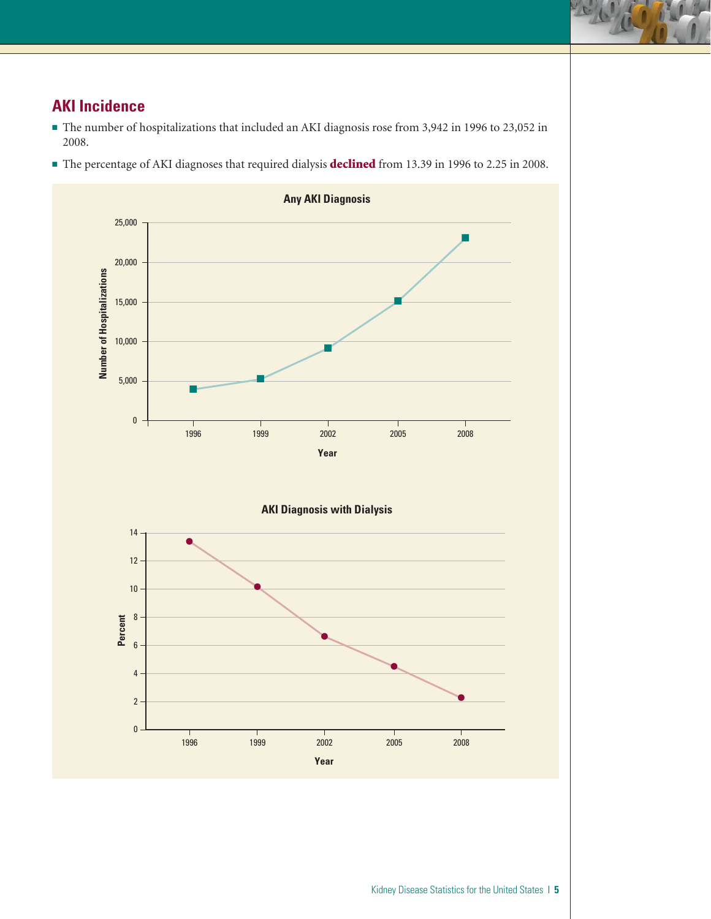## AKI Incidence

- The number of hospitalizations that included an AKI diagnosis rose from 3,942 in 1996 to 23,052 in 2008.
- The percentage of AKI diagnoses that required dialysis **declined** from 13.39 in 1996 to 2.25 in 2008.

**Any AKI Diagnosis**

Number of Hospitalizations

Year: 1996, 1999, 2002, 2005, 2008

**AKI Diagnosis with Dialysis**

Percent

Year: 1996, 1999, 2002, 2005, 2008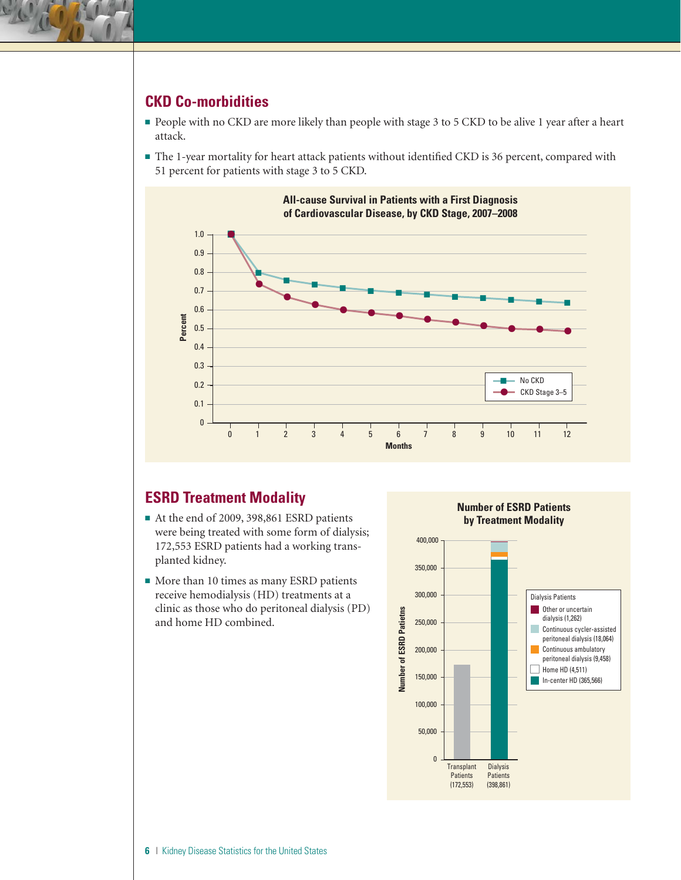## CKD Co-morbidities

- People with no CKD are more likely than people with stage 3 to 5 CKD to be alive 1 year after a heart attack.
- The 1-year mortality for heart attack patients without identified CKD is 36 percent, compared with 51 percent for patients with stage 3 to 5 CKD.

**All-cause Survival in Patients with a First Diagnosis of Cardiovascular Disease, by CKD Stage, 2007–2008**

## ESRD Treatment Modality

- At the end of 2009, 398,861 ESRD patients were being treated with some form of dialysis; 172,553 ESRD patients had a working transplanted kidney.
- More than 10 times as many ESRD patients receive hemodialysis (HD) treatments at a clinic as those who do peritoneal dialysis (PD) and home HD combined.

**Number of ESRD Patients by Treatment Modality**

| Dialysis Patients | Number |
|---|---|
| Other or uncertain dialysis | 1,262 |
| Continuous cycler-assisted peritoneal dialysis | 18,064 |
| Continuous ambulatory peritoneal dialysis | 9,458 |
| Home HD | 4,511 |
| In-center HD | 365,566 |

Transplant Patients (172,553); Dialysis Patients (398,861)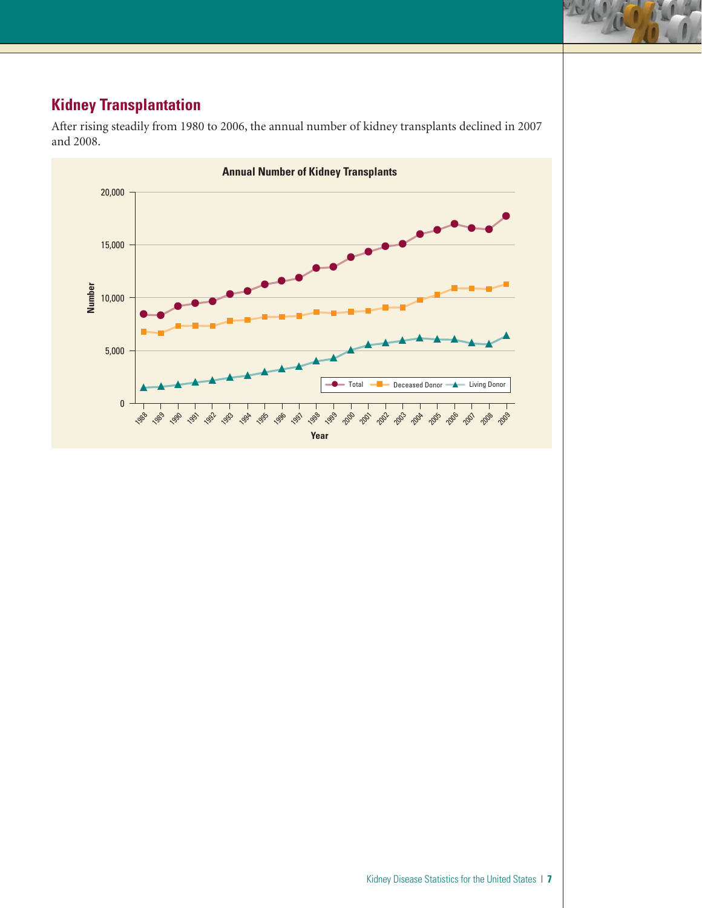## Kidney Transplantation

After rising steadily from 1980 to 2006, the annual number of kidney transplants declined in 2007 and 2008.

**Annual Number of Kidney Transplants**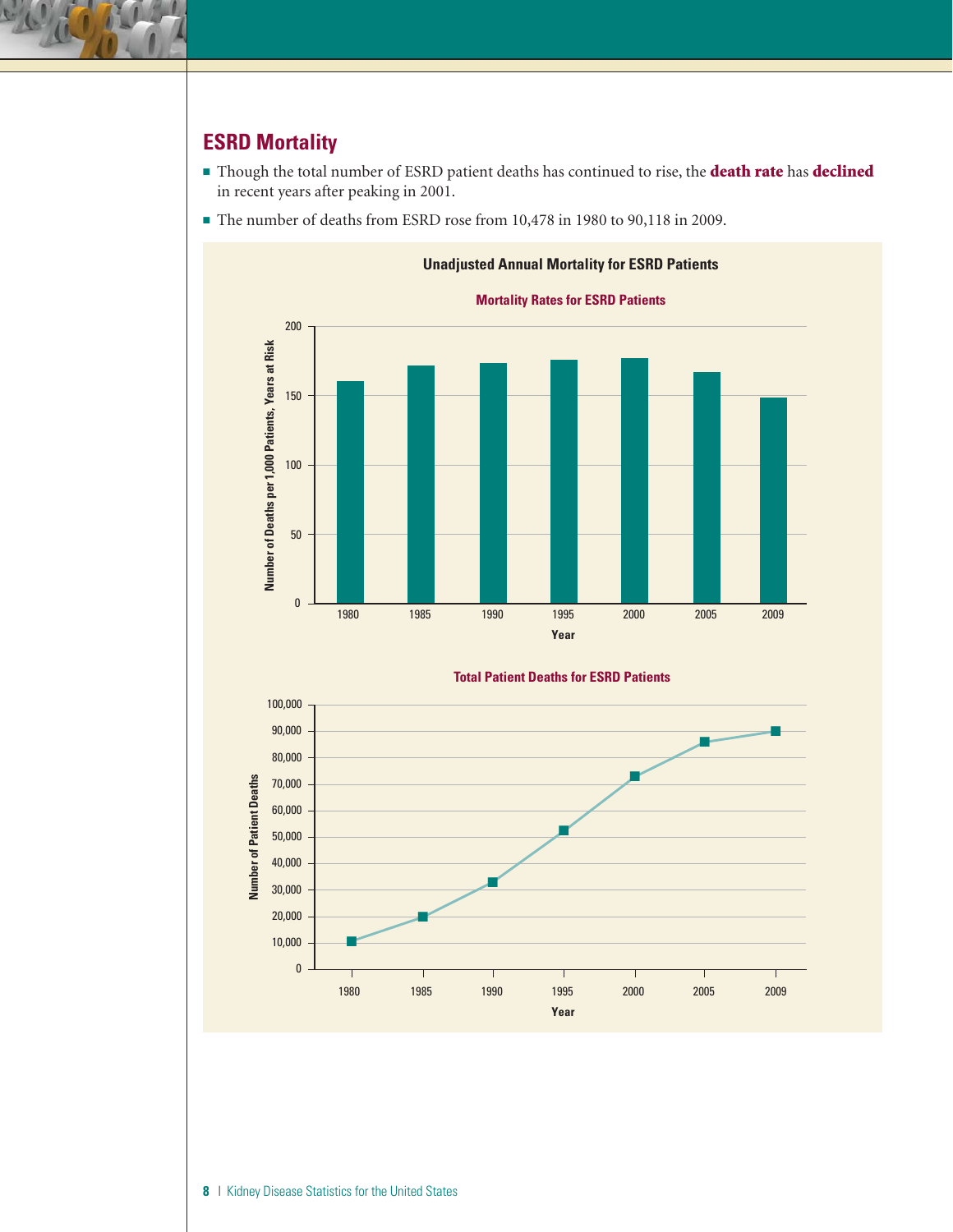## ESRD Mortality

- Though the total number of ESRD patient deaths has continued to rise, the **death rate** has **declined** in recent years after peaking in 2001.
- The number of deaths from ESRD rose from 10,478 in 1980 to 90,118 in 2009.

**Unadjusted Annual Mortality for ESRD Patients**

**Mortality Rates for ESRD Patients**

**Total Patient Deaths for ESRD Patients**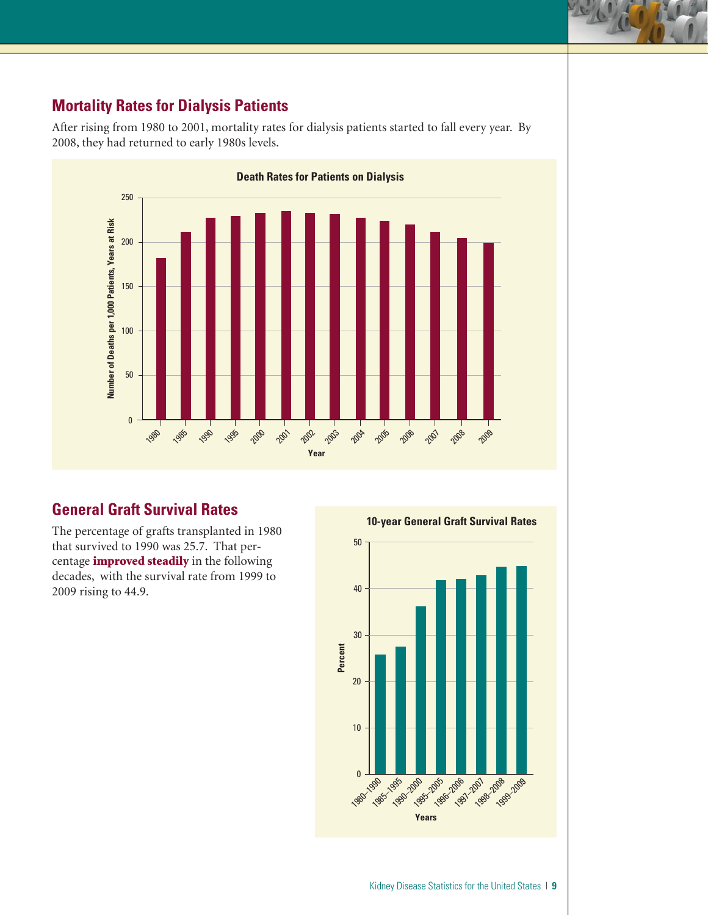## Mortality Rates for Dialysis Patients

After rising from 1980 to 2001, mortality rates for dialysis patients started to fall every year. By 2008, they had returned to early 1980s levels.

**Death Rates for Patients on Dialysis**

## General Graft Survival Rates

The percentage of grafts transplanted in 1980 that survived to 1990 was 25.7. That percentage **improved steadily** in the following decades, with the survival rate from 1999 to 2009 rising to 44.9.

**10-year General Graft Survival Rates**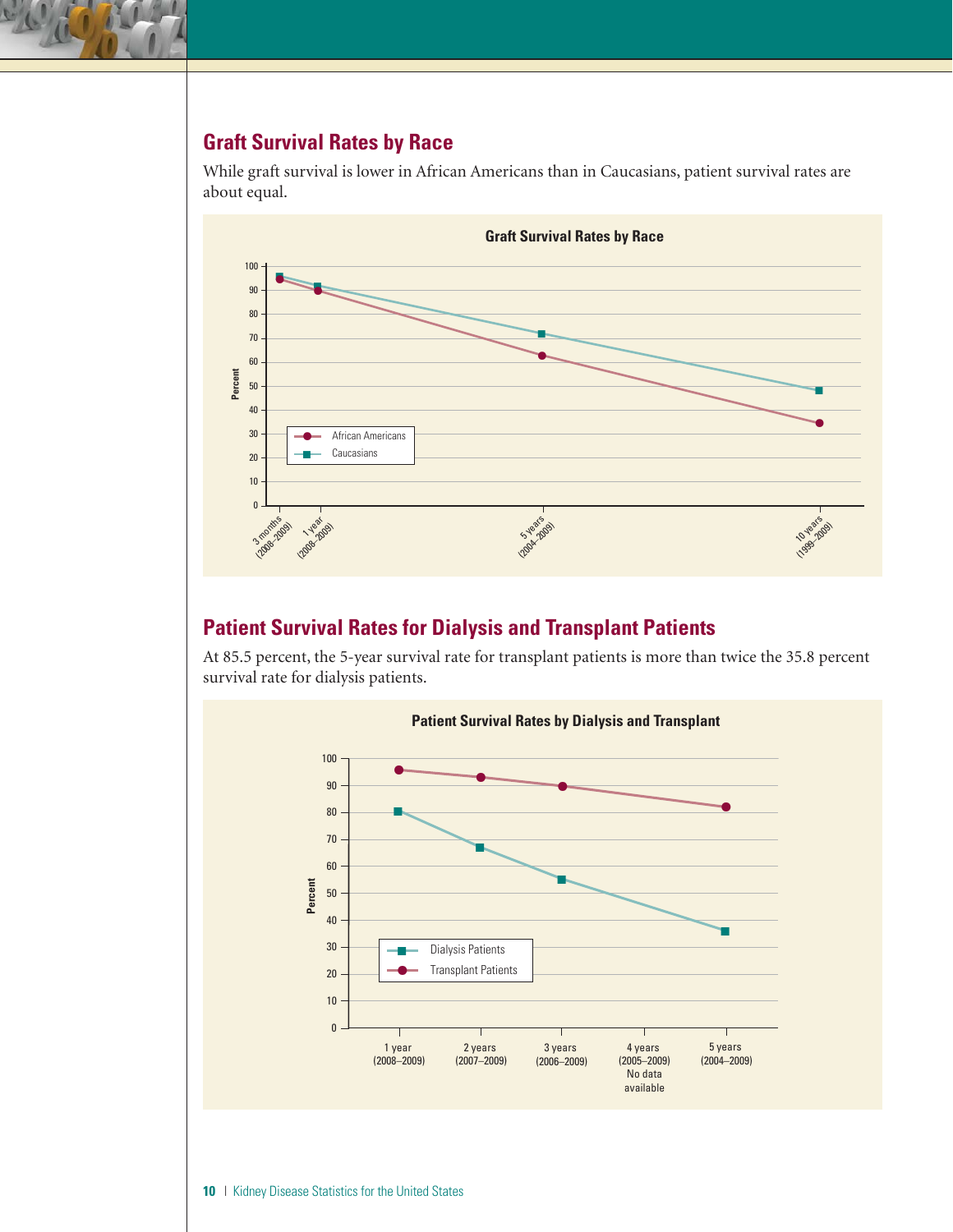## Graft Survival Rates by Race

While graft survival is lower in African Americans than in Caucasians, patient survival rates are about equal.

**Graft Survival Rates by Race**

## Patient Survival Rates for Dialysis and Transplant Patients

At 85.5 percent, the 5-year survival rate for transplant patients is more than twice the 35.8 percent survival rate for dialysis patients.

**Patient Survival Rates by Dialysis and Transplant**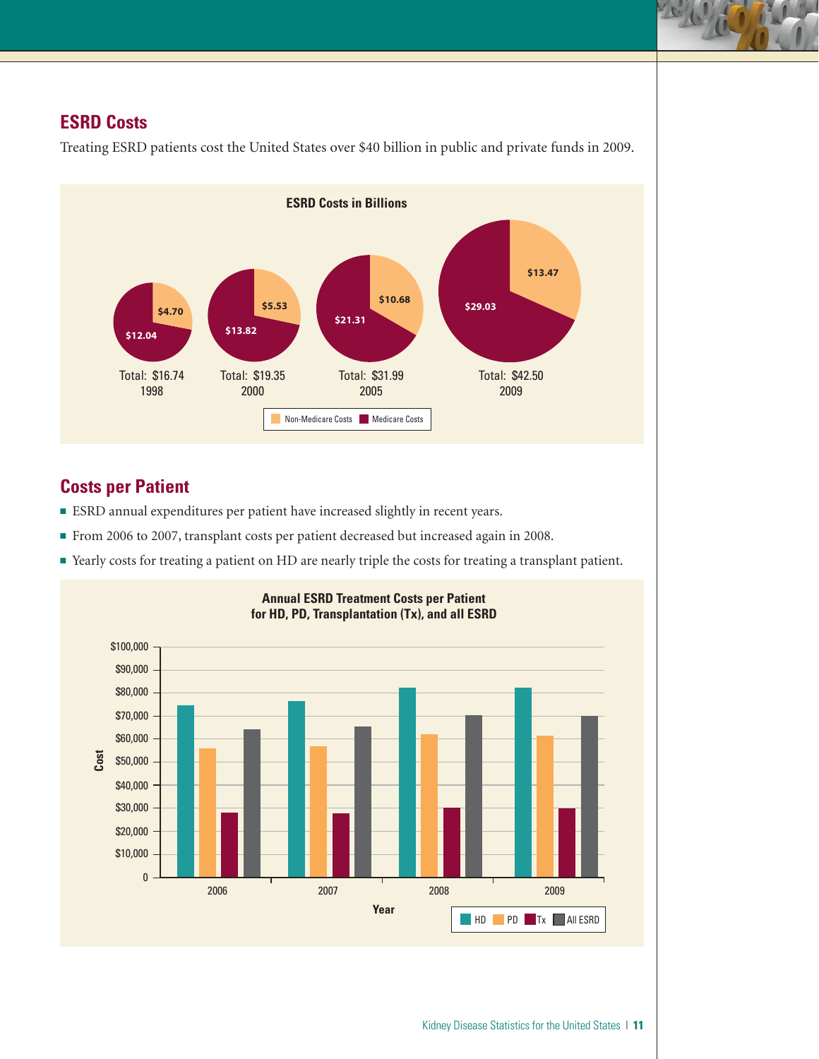## ESRD Costs

Treating ESRD patients cost the United States over $40 billion in public and private funds in 2009.

**ESRD Costs in Billions**

| Year | Non-Medicare Costs | Medicare Costs | Total |
|---|---|---|---|
| 1998 | $4.70 | $12.04 | $16.74 |
| 2000 | $5.53 | $13.82 | $19.35 |
| 2005 | $10.68 | $21.31 | $31.99 |
| 2009 | $13.47 | $29.03 | $42.50 |

## Costs per Patient

- ESRD annual expenditures per patient have increased slightly in recent years.
- From 2006 to 2007, transplant costs per patient decreased but increased again in 2008.
- Yearly costs for treating a patient on HD are nearly triple the costs for treating a transplant patient.

**Annual ESRD Treatment Costs per Patient for HD, PD, Transplantation (Tx), and all ESRD**

Bar chart of Cost ($0–$100,000) by Year (2006, 2007, 2008, 2009), with series HD, PD, Tx, and All ESRD.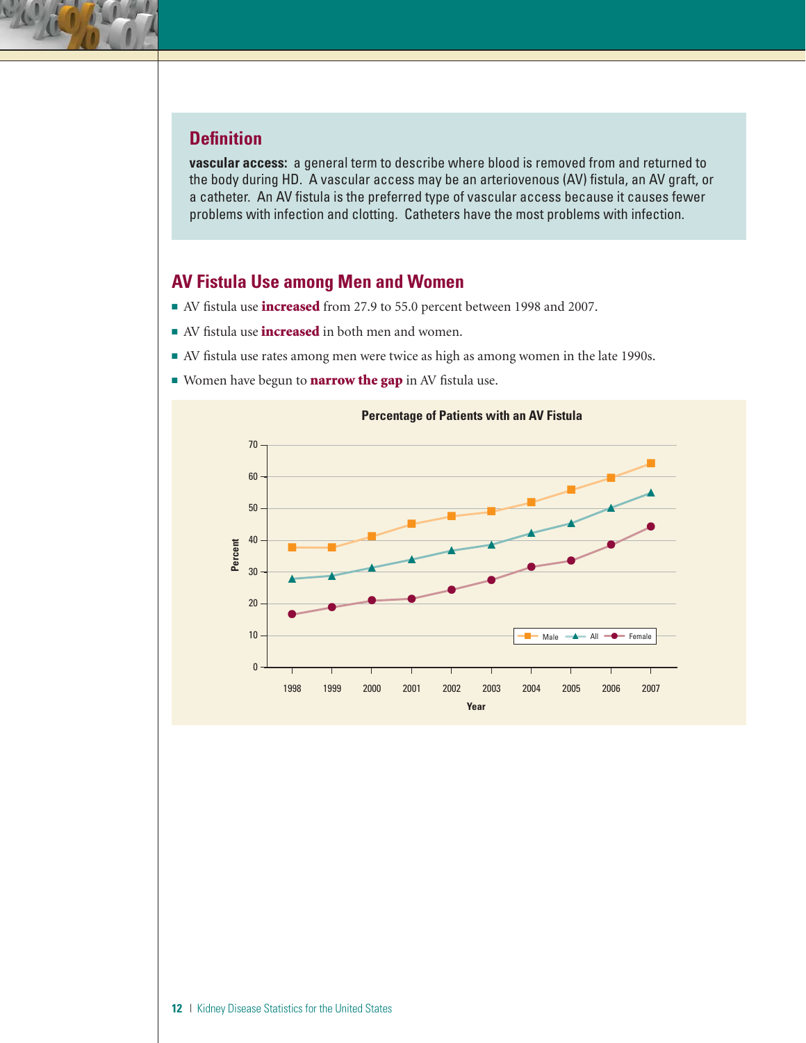## Definition

**vascular access:** a general term to describe where blood is removed from and returned to the body during HD. A vascular access may be an arteriovenous (AV) fistula, an AV graft, or a catheter. An AV fistula is the preferred type of vascular access because it causes fewer problems with infection and clotting. Catheters have the most problems with infection.

## AV Fistula Use among Men and Women

- AV fistula use **increased** from 27.9 to 55.0 percent between 1998 and 2007.
- AV fistula use **increased** in both men and women.
- AV fistula use rates among men were twice as high as among women in the late 1990s.
- Women have begun to **narrow the gap** in AV fistula use.

**Percentage of Patients with an AV Fistula**

Chart: Percent (y-axis, 0–70) by Year (x-axis, 1998–2007), with lines for Male, All, and Female. Legend: Male, All, Female.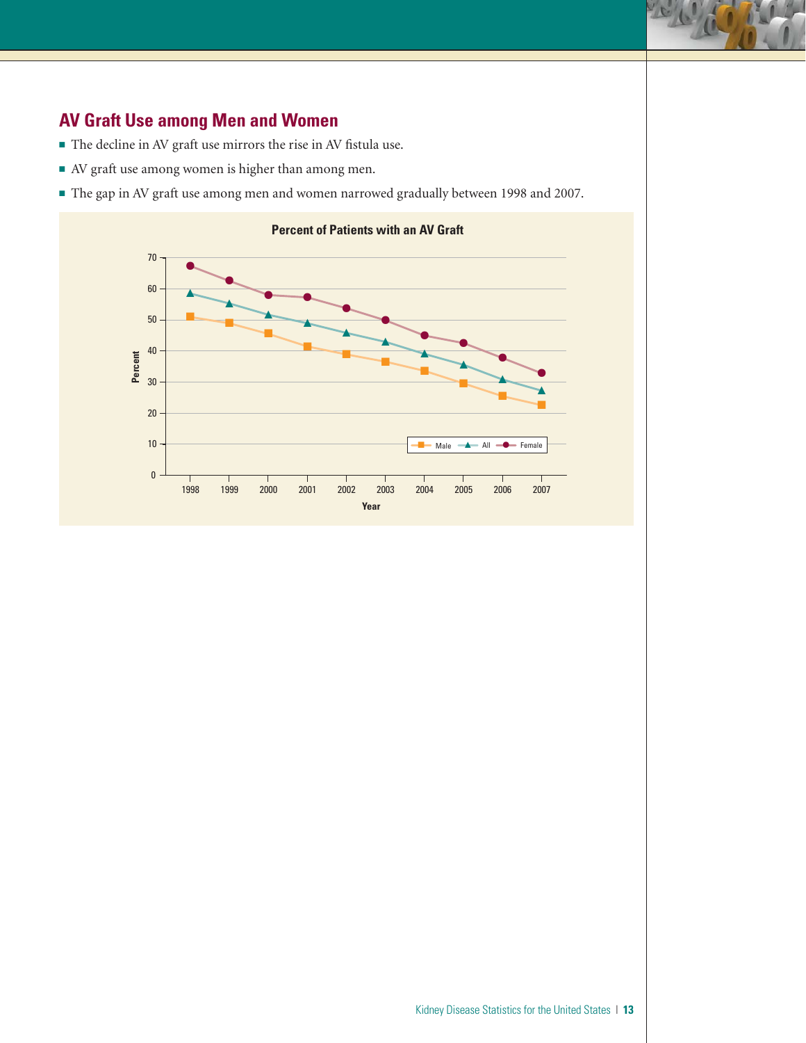## AV Graft Use among Men and Women

- The decline in AV graft use mirrors the rise in AV fistula use.
- AV graft use among women is higher than among men.
- The gap in AV graft use among men and women narrowed gradually between 1998 and 2007.

**Percent of Patients with an AV Graft**

Percent

70
60
50
40
30
20
10
0

1998 1999 2000 2001 2002 2003 2004 2005 2006 2007

Year

Male All Female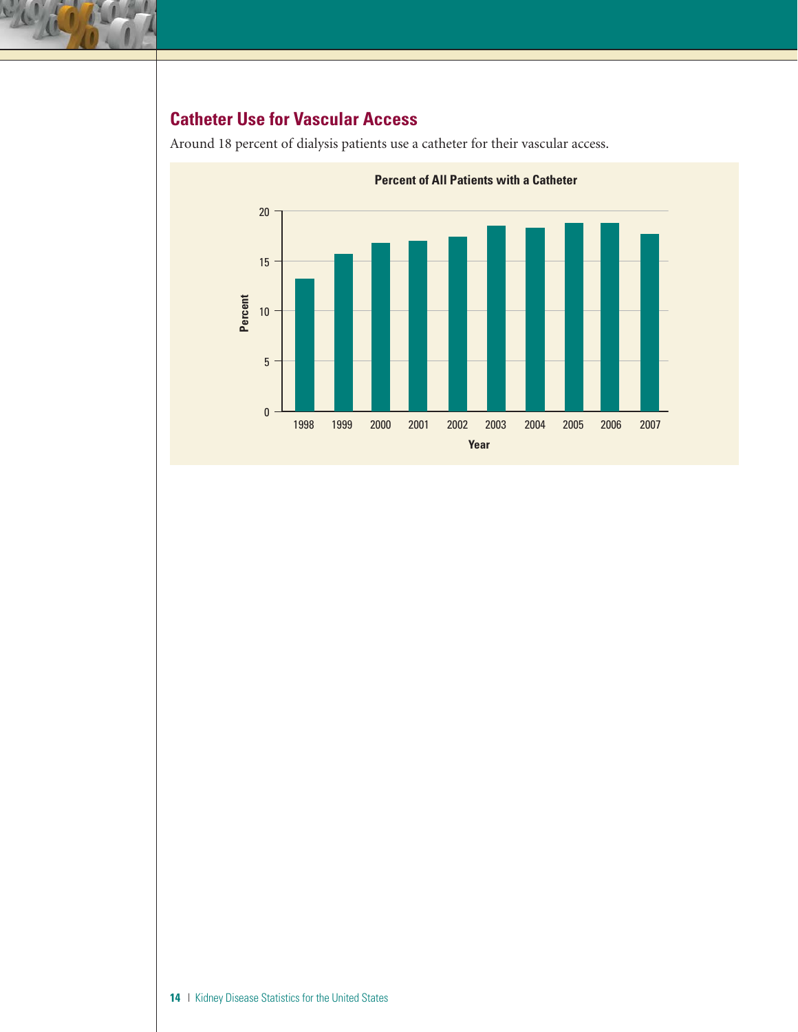## Catheter Use for Vascular Access

Around 18 percent of dialysis patients use a catheter for their vascular access.

**Percent of All Patients with a Catheter**

| Year | Percent (approx.) |
|---|---|
| 1998 | 13.2 |
| 1999 | 15.7 |
| 2000 | 16.8 |
| 2001 | 17.0 |
| 2002 | 17.4 |
| 2003 | 18.5 |
| 2004 | 18.3 |
| 2005 | 18.8 |
| 2006 | 18.8 |
| 2007 | 17.7 |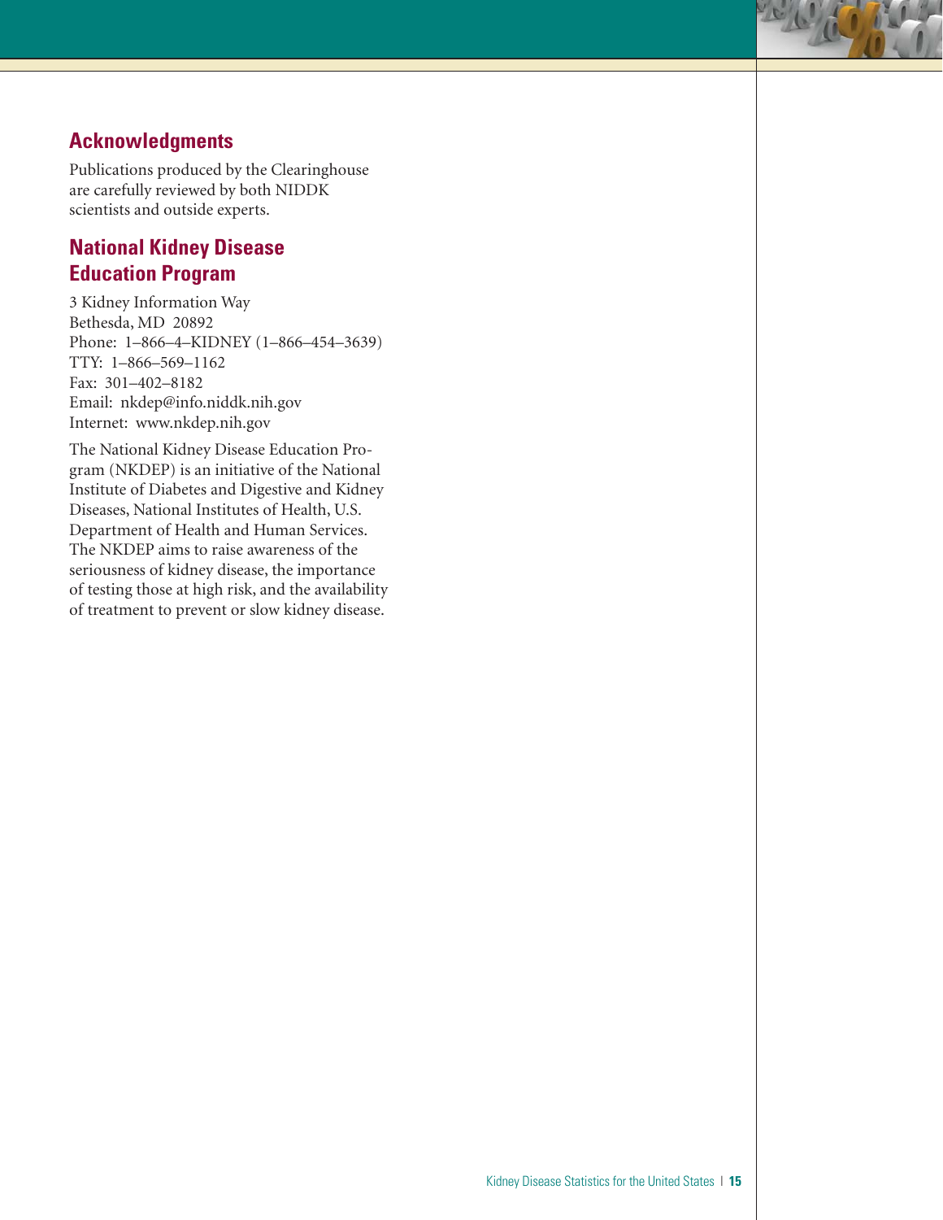## Acknowledgments

Publications produced by the Clearinghouse are carefully reviewed by both NIDDK scientists and outside experts.

## National Kidney Disease Education Program

3 Kidney Information Way
Bethesda, MD 20892
Phone: 1–866–4–KIDNEY (1–866–454–3639)
TTY: 1–866–569–1162
Fax: 301–402–8182
Email: nkdep@info.niddk.nih.gov
Internet: www.nkdep.nih.gov

The National Kidney Disease Education Program (NKDEP) is an initiative of the National Institute of Diabetes and Digestive and Kidney Diseases, National Institutes of Health, U.S. Department of Health and Human Services. The NKDEP aims to raise awareness of the seriousness of kidney disease, the importance of testing those at high risk, and the availability of treatment to prevent or slow kidney disease.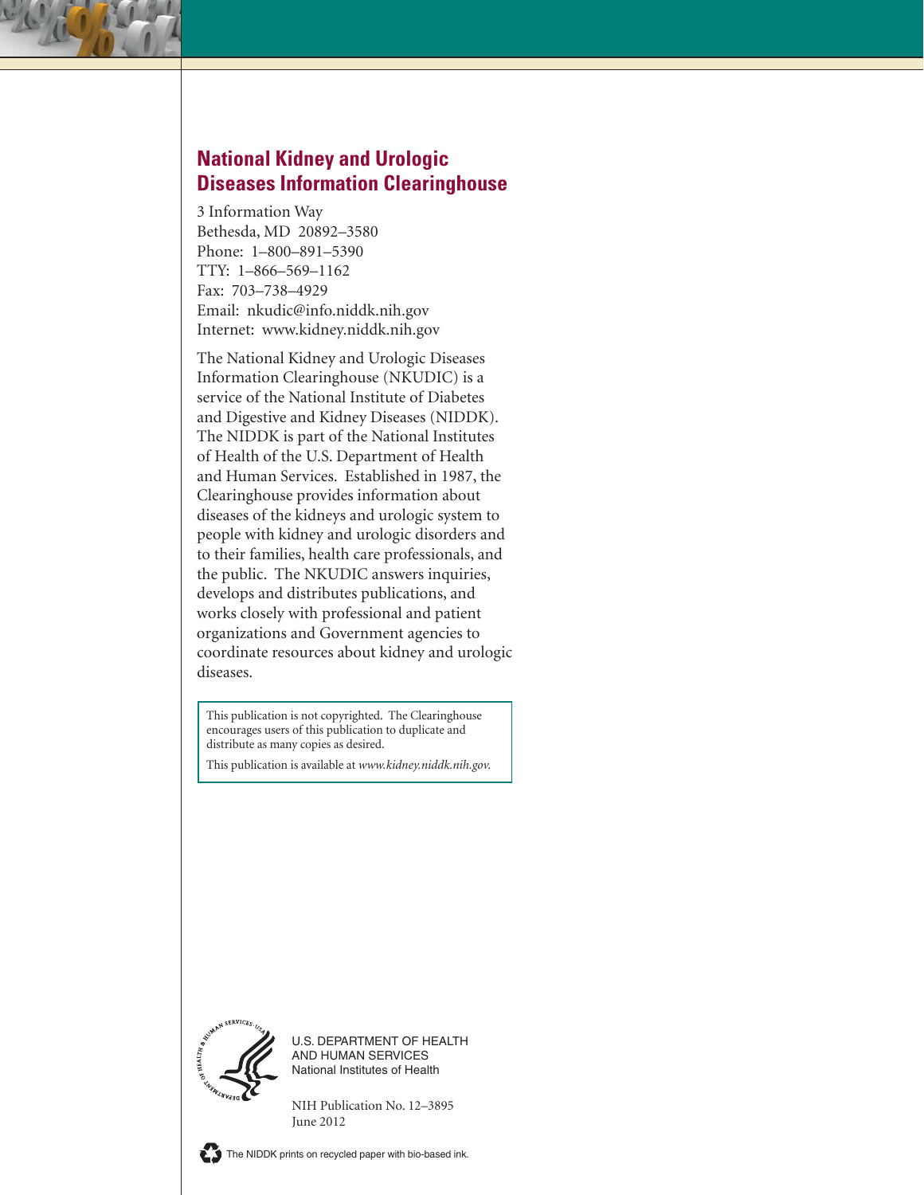## National Kidney and Urologic Diseases Information Clearinghouse

3 Information Way
Bethesda, MD 20892–3580
Phone: 1–800–891–5390
TTY: 1–866–569–1162
Fax: 703–738–4929
Email: nkudic@info.niddk.nih.gov
Internet: www.kidney.niddk.nih.gov

The National Kidney and Urologic Diseases Information Clearinghouse (NKUDIC) is a service of the National Institute of Diabetes and Digestive and Kidney Diseases (NIDDK). The NIDDK is part of the National Institutes of Health of the U.S. Department of Health and Human Services. Established in 1987, the Clearinghouse provides information about diseases of the kidneys and urologic system to people with kidney and urologic disorders and to their families, health care professionals, and the public. The NKUDIC answers inquiries, develops and distributes publications, and works closely with professional and patient organizations and Government agencies to coordinate resources about kidney and urologic diseases.

This publication is not copyrighted. The Clearinghouse encourages users of this publication to duplicate and distribute as many copies as desired.

This publication is available at *www.kidney.niddk.nih.gov.*

U.S. DEPARTMENT OF HEALTH AND HUMAN SERVICES
National Institutes of Health

NIH Publication No. 12–3895
June 2012

The NIDDK prints on recycled paper with bio-based ink.